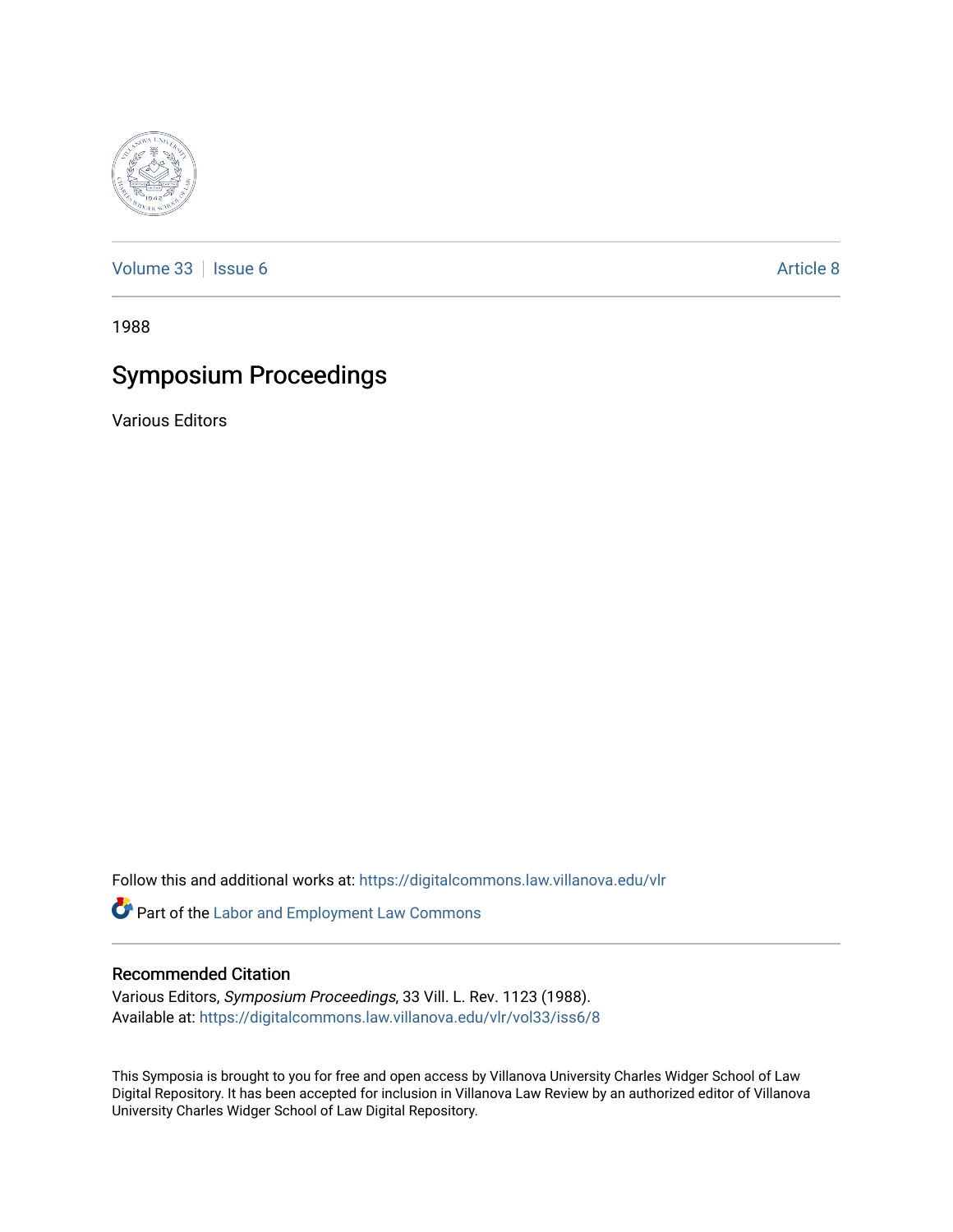Volume 33 | Issue 6 | Article 8

1988

# Symposium Proceedings

Various Editors

Follow this and additional works at: https://digitalcommons.law.villanova.edu/vlr

Part of the Labor and Employment Law Commons

## Recommended Citation

Various Editors, *Symposium Proceedings*, 33 Vill. L. Rev. 1123 (1988).
Available at: https://digitalcommons.law.villanova.edu/vlr/vol33/iss6/8

This Symposia is brought to you for free and open access by Villanova University Charles Widger School of Law Digital Repository. It has been accepted for inclusion in Villanova Law Review by an authorized editor of Villanova University Charles Widger School of Law Digital Repository.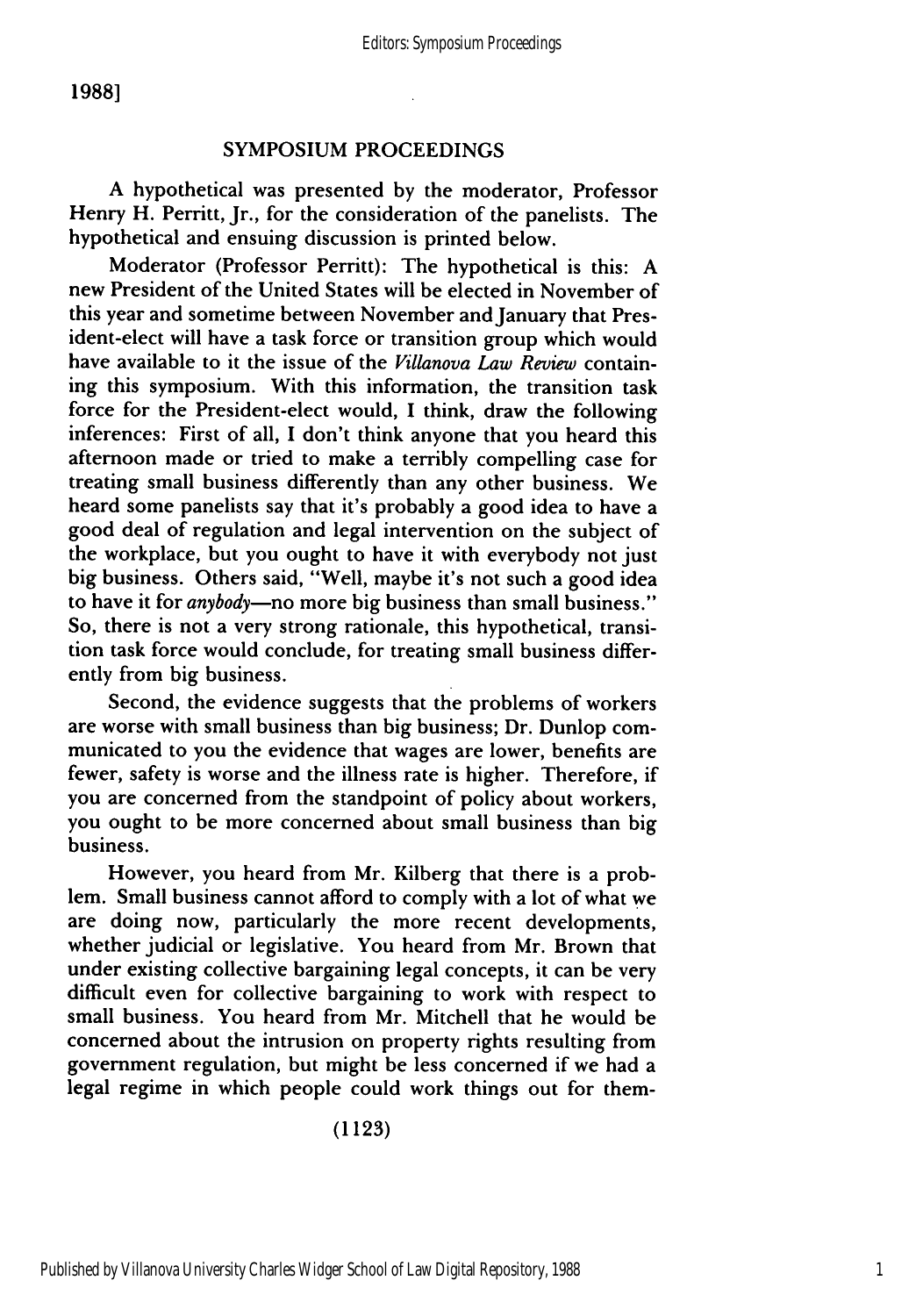## SYMPOSIUM PROCEEDINGS

A hypothetical was presented by the moderator, Professor Henry H. Perritt, Jr., for the consideration of the panelists. The hypothetical and ensuing discussion is printed below.

Moderator (Professor Perritt): The hypothetical is this: A new President of the United States will be elected in November of this year and sometime between November and January that President-elect will have a task force or transition group which would have available to it the issue of the *Villanova Law Review* containing this symposium. With this information, the transition task force for the President-elect would, I think, draw the following inferences: First of all, I don't think anyone that you heard this afternoon made or tried to make a terribly compelling case for treating small business differently than any other business. We heard some panelists say that it's probably a good idea to have a good deal of regulation and legal intervention on the subject of the workplace, but you ought to have it with everybody not just big business. Others said, "Well, maybe it's not such a good idea to have it for *anybody*—no more big business than small business." So, there is not a very strong rationale, this hypothetical, transition task force would conclude, for treating small business differently from big business.

Second, the evidence suggests that the problems of workers are worse with small business than big business; Dr. Dunlop communicated to you the evidence that wages are lower, benefits are fewer, safety is worse and the illness rate is higher. Therefore, if you are concerned from the standpoint of policy about workers, you ought to be more concerned about small business than big business.

However, you heard from Mr. Kilberg that there is a problem. Small business cannot afford to comply with a lot of what we are doing now, particularly the more recent developments, whether judicial or legislative. You heard from Mr. Brown that under existing collective bargaining legal concepts, it can be very difficult even for collective bargaining to work with respect to small business. You heard from Mr. Mitchell that he would be concerned about the intrusion on property rights resulting from government regulation, but might be less concerned if we had a legal regime in which people could work things out for them-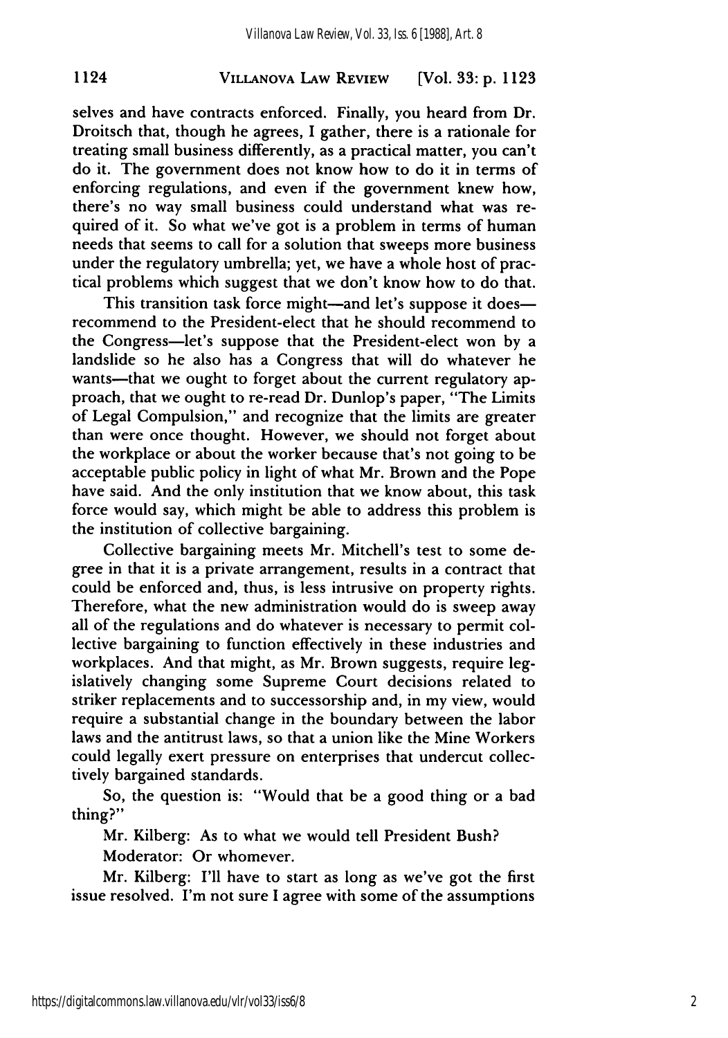selves and have contracts enforced. Finally, you heard from Dr. Droitsch that, though he agrees, I gather, there is a rationale for treating small business differently, as a practical matter, you can't do it. The government does not know how to do it in terms of enforcing regulations, and even if the government knew how, there's no way small business could understand what was required of it. So what we've got is a problem in terms of human needs that seems to call for a solution that sweeps more business under the regulatory umbrella; yet, we have a whole host of practical problems which suggest that we don't know how to do that.

This transition task force might—and let's suppose it does—recommend to the President-elect that he should recommend to the Congress—let's suppose that the President-elect won by a landslide so he also has a Congress that will do whatever he wants—that we ought to forget about the current regulatory approach, that we ought to re-read Dr. Dunlop's paper, "The Limits of Legal Compulsion," and recognize that the limits are greater than were once thought. However, we should not forget about the workplace or about the worker because that's not going to be acceptable public policy in light of what Mr. Brown and the Pope have said. And the only institution that we know about, this task force would say, which might be able to address this problem is the institution of collective bargaining.

Collective bargaining meets Mr. Mitchell's test to some degree in that it is a private arrangement, results in a contract that could be enforced and, thus, is less intrusive on property rights. Therefore, what the new administration would do is sweep away all of the regulations and do whatever is necessary to permit collective bargaining to function effectively in these industries and workplaces. And that might, as Mr. Brown suggests, require legislatively changing some Supreme Court decisions related to striker replacements and to successorship and, in my view, would require a substantial change in the boundary between the labor laws and the antitrust laws, so that a union like the Mine Workers could legally exert pressure on enterprises that undercut collectively bargained standards.

So, the question is: "Would that be a good thing or a bad thing?"

Mr. Kilberg: As to what we would tell President Bush?

Moderator: Or whomever.

Mr. Kilberg: I'll have to start as long as we've got the first issue resolved. I'm not sure I agree with some of the assumptions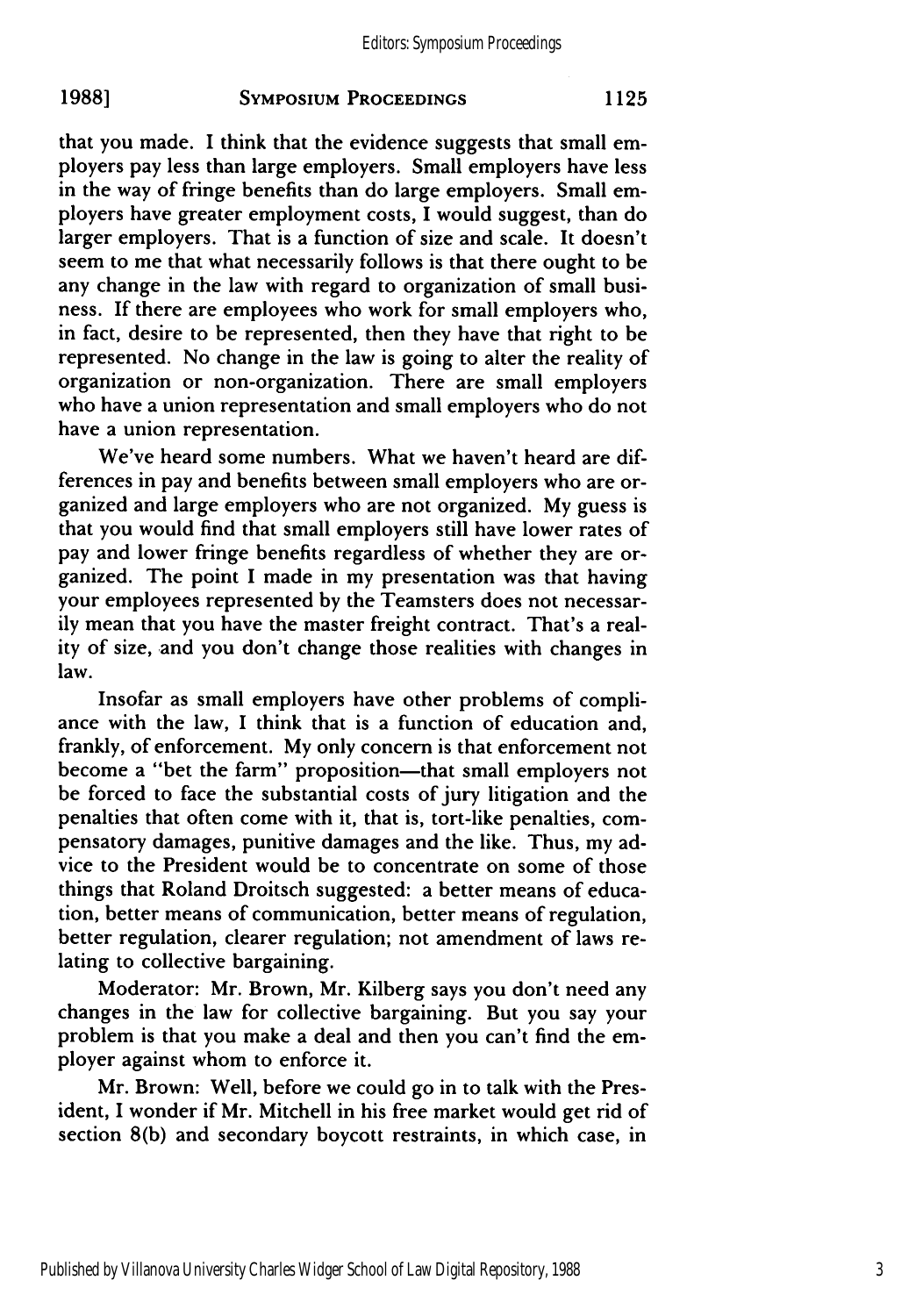that you made. I think that the evidence suggests that small employers pay less than large employers. Small employers have less in the way of fringe benefits than do large employers. Small employers have greater employment costs, I would suggest, than do larger employers. That is a function of size and scale. It doesn't seem to me that what necessarily follows is that there ought to be any change in the law with regard to organization of small business. If there are employees who work for small employers who, in fact, desire to be represented, then they have that right to be represented. No change in the law is going to alter the reality of organization or non-organization. There are small employers who have a union representation and small employers who do not have a union representation.

We've heard some numbers. What we haven't heard are differences in pay and benefits between small employers who are organized and large employers who are not organized. My guess is that you would find that small employers still have lower rates of pay and lower fringe benefits regardless of whether they are organized. The point I made in my presentation was that having your employees represented by the Teamsters does not necessarily mean that you have the master freight contract. That's a reality of size, and you don't change those realities with changes in law.

Insofar as small employers have other problems of compliance with the law, I think that is a function of education and, frankly, of enforcement. My only concern is that enforcement not become a "bet the farm" proposition—that small employers not be forced to face the substantial costs of jury litigation and the penalties that often come with it, that is, tort-like penalties, compensatory damages, punitive damages and the like. Thus, my advice to the President would be to concentrate on some of those things that Roland Droitsch suggested: a better means of education, better means of communication, better means of regulation, better regulation, clearer regulation; not amendment of laws relating to collective bargaining.

Moderator: Mr. Brown, Mr. Kilberg says you don't need any changes in the law for collective bargaining. But you say your problem is that you make a deal and then you can't find the employer against whom to enforce it.

Mr. Brown: Well, before we could go in to talk with the President, I wonder if Mr. Mitchell in his free market would get rid of section 8(b) and secondary boycott restraints, in which case, in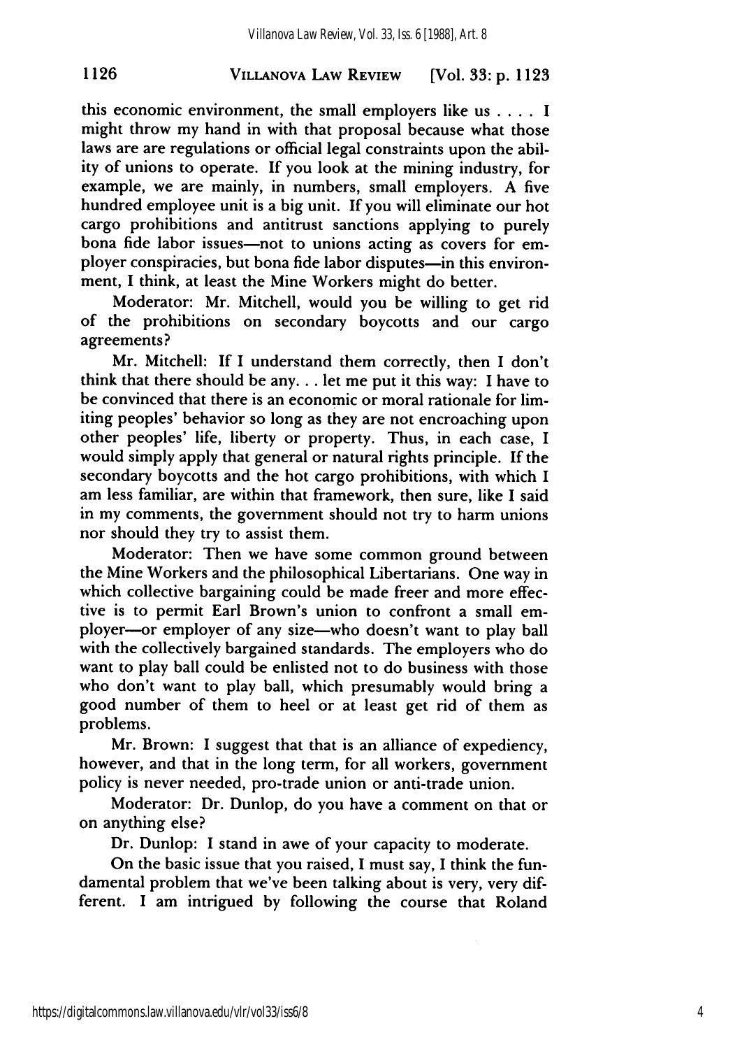this economic environment, the small employers like us . . . . I might throw my hand in with that proposal because what those laws are are regulations or official legal constraints upon the ability of unions to operate. If you look at the mining industry, for example, we are mainly, in numbers, small employers. A five hundred employee unit is a big unit. If you will eliminate our hot cargo prohibitions and antitrust sanctions applying to purely bona fide labor issues—not to unions acting as covers for employer conspiracies, but bona fide labor disputes—in this environment, I think, at least the Mine Workers might do better.

Moderator: Mr. Mitchell, would you be willing to get rid of the prohibitions on secondary boycotts and our cargo agreements?

Mr. Mitchell: If I understand them correctly, then I don't think that there should be any. . . let me put it this way: I have to be convinced that there is an economic or moral rationale for limiting peoples' behavior so long as they are not encroaching upon other peoples' life, liberty or property. Thus, in each case, I would simply apply that general or natural rights principle. If the secondary boycotts and the hot cargo prohibitions, with which I am less familiar, are within that framework, then sure, like I said in my comments, the government should not try to harm unions nor should they try to assist them.

Moderator: Then we have some common ground between the Mine Workers and the philosophical Libertarians. One way in which collective bargaining could be made freer and more effective is to permit Earl Brown's union to confront a small employer—or employer of any size—who doesn't want to play ball with the collectively bargained standards. The employers who do want to play ball could be enlisted not to do business with those who don't want to play ball, which presumably would bring a good number of them to heel or at least get rid of them as problems.

Mr. Brown: I suggest that that is an alliance of expediency, however, and that in the long term, for all workers, government policy is never needed, pro-trade union or anti-trade union.

Moderator: Dr. Dunlop, do you have a comment on that or on anything else?

Dr. Dunlop: I stand in awe of your capacity to moderate.

On the basic issue that you raised, I must say, I think the fundamental problem that we've been talking about is very, very different. I am intrigued by following the course that Roland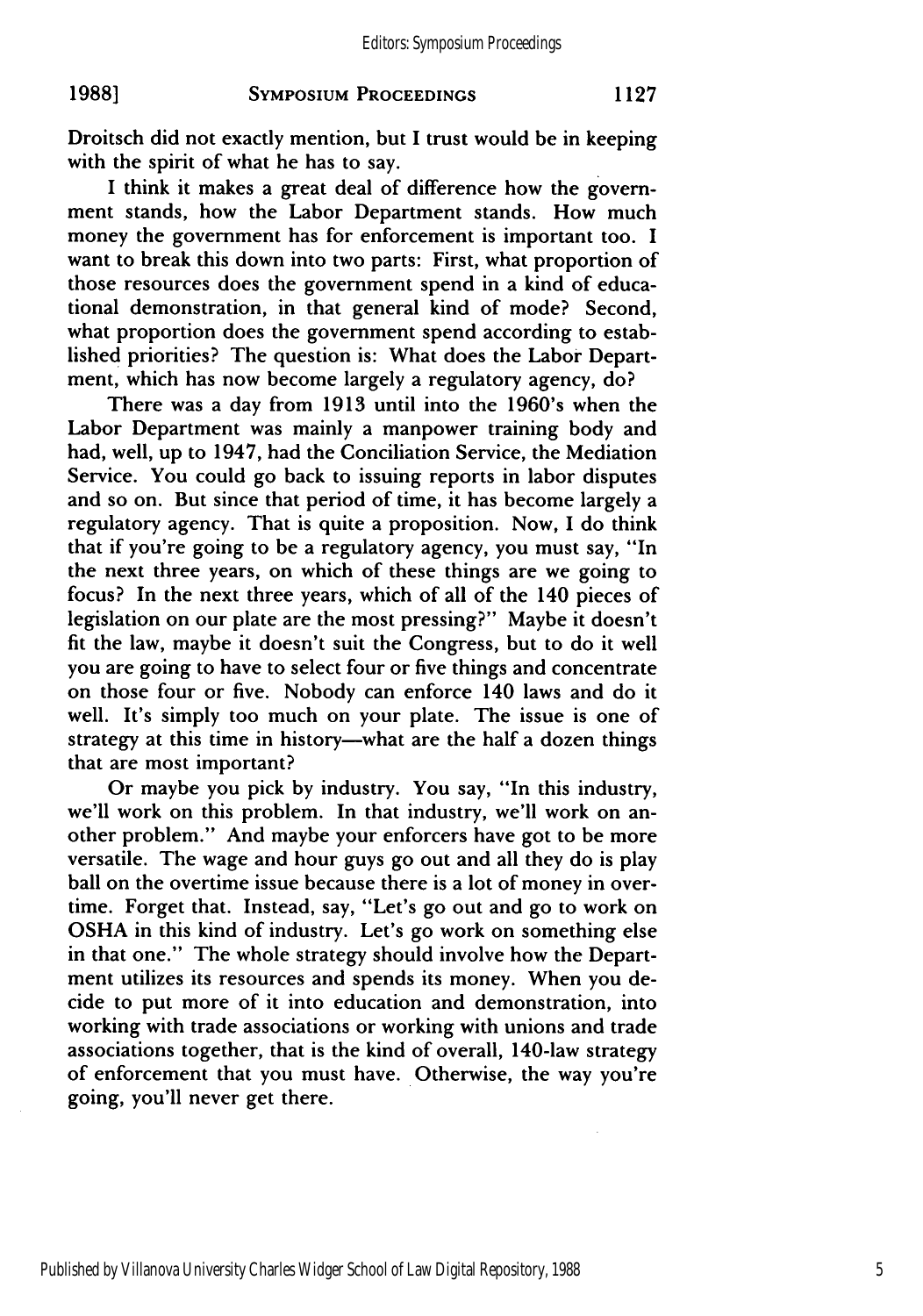Droitsch did not exactly mention, but I trust would be in keeping with the spirit of what he has to say.

I think it makes a great deal of difference how the government stands, how the Labor Department stands. How much money the government has for enforcement is important too. I want to break this down into two parts: First, what proportion of those resources does the government spend in a kind of educational demonstration, in that general kind of mode? Second, what proportion does the government spend according to established priorities? The question is: What does the Labor Department, which has now become largely a regulatory agency, do?

There was a day from 1913 until into the 1960's when the Labor Department was mainly a manpower training body and had, well, up to 1947, had the Conciliation Service, the Mediation Service. You could go back to issuing reports in labor disputes and so on. But since that period of time, it has become largely a regulatory agency. That is quite a proposition. Now, I do think that if you're going to be a regulatory agency, you must say, "In the next three years, on which of these things are we going to focus? In the next three years, which of all of the 140 pieces of legislation on our plate are the most pressing?" Maybe it doesn't fit the law, maybe it doesn't suit the Congress, but to do it well you are going to have to select four or five things and concentrate on those four or five. Nobody can enforce 140 laws and do it well. It's simply too much on your plate. The issue is one of strategy at this time in history—what are the half a dozen things that are most important?

Or maybe you pick by industry. You say, "In this industry, we'll work on this problem. In that industry, we'll work on another problem." And maybe your enforcers have got to be more versatile. The wage and hour guys go out and all they do is play ball on the overtime issue because there is a lot of money in overtime. Forget that. Instead, say, "Let's go out and go to work on OSHA in this kind of industry. Let's go work on something else in that one." The whole strategy should involve how the Department utilizes its resources and spends its money. When you decide to put more of it into education and demonstration, into working with trade associations or working with unions and trade associations together, that is the kind of overall, 140-law strategy of enforcement that you must have. Otherwise, the way you're going, you'll never get there.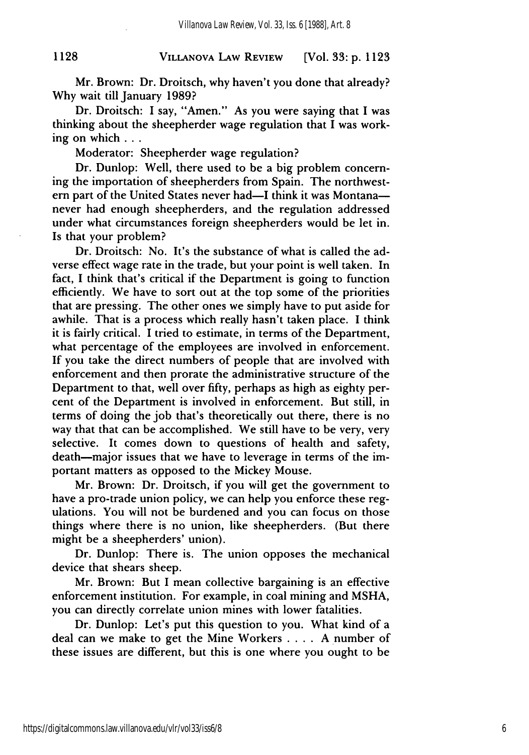Mr. Brown: Dr. Droitsch, why haven't you done that already? Why wait till January 1989?

Dr. Droitsch: I say, "Amen." As you were saying that I was thinking about the sheepherder wage regulation that I was working on which . . .

Moderator: Sheepherder wage regulation?

Dr. Dunlop: Well, there used to be a big problem concerning the importation of sheepherders from Spain. The northwestern part of the United States never had—I think it was Montana—never had enough sheepherders, and the regulation addressed under what circumstances foreign sheepherders would be let in. Is that your problem?

Dr. Droitsch: No. It's the substance of what is called the adverse effect wage rate in the trade, but your point is well taken. In fact, I think that's critical if the Department is going to function efficiently. We have to sort out at the top some of the priorities that are pressing. The other ones we simply have to put aside for awhile. That is a process which really hasn't taken place. I think it is fairly critical. I tried to estimate, in terms of the Department, what percentage of the employees are involved in enforcement. If you take the direct numbers of people that are involved with enforcement and then prorate the administrative structure of the Department to that, well over fifty, perhaps as high as eighty percent of the Department is involved in enforcement. But still, in terms of doing the job that's theoretically out there, there is no way that that can be accomplished. We still have to be very, very selective. It comes down to questions of health and safety, death—major issues that we have to leverage in terms of the important matters as opposed to the Mickey Mouse.

Mr. Brown: Dr. Droitsch, if you will get the government to have a pro-trade union policy, we can help you enforce these regulations. You will not be burdened and you can focus on those things where there is no union, like sheepherders. (But there might be a sheepherders' union).

Dr. Dunlop: There is. The union opposes the mechanical device that shears sheep.

Mr. Brown: But I mean collective bargaining is an effective enforcement institution. For example, in coal mining and MSHA, you can directly correlate union mines with lower fatalities.

Dr. Dunlop: Let's put this question to you. What kind of a deal can we make to get the Mine Workers . . . . A number of these issues are different, but this is one where you ought to be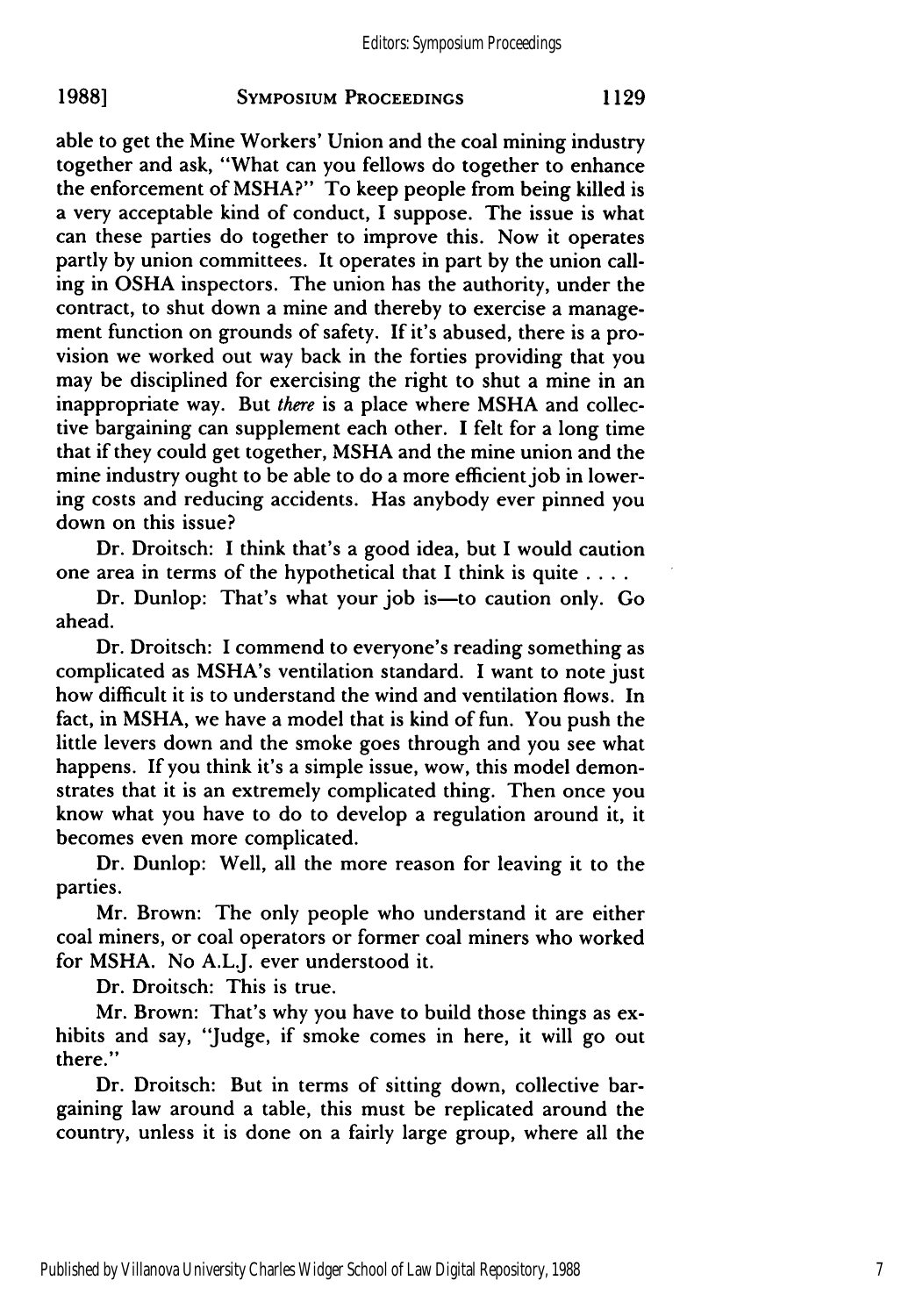able to get the Mine Workers' Union and the coal mining industry together and ask, "What can you fellows do together to enhance the enforcement of MSHA?" To keep people from being killed is a very acceptable kind of conduct, I suppose. The issue is what can these parties do together to improve this. Now it operates partly by union committees. It operates in part by the union calling in OSHA inspectors. The union has the authority, under the contract, to shut down a mine and thereby to exercise a management function on grounds of safety. If it's abused, there is a provision we worked out way back in the forties providing that you may be disciplined for exercising the right to shut a mine in an inappropriate way. But *there* is a place where MSHA and collective bargaining can supplement each other. I felt for a long time that if they could get together, MSHA and the mine union and the mine industry ought to be able to do a more efficient job in lowering costs and reducing accidents. Has anybody ever pinned you down on this issue?

Dr. Droitsch: I think that's a good idea, but I would caution one area in terms of the hypothetical that I think is quite . . . .

Dr. Dunlop: That's what your job is—to caution only. Go ahead.

Dr. Droitsch: I commend to everyone's reading something as complicated as MSHA's ventilation standard. I want to note just how difficult it is to understand the wind and ventilation flows. In fact, in MSHA, we have a model that is kind of fun. You push the little levers down and the smoke goes through and you see what happens. If you think it's a simple issue, wow, this model demonstrates that it is an extremely complicated thing. Then once you know what you have to do to develop a regulation around it, it becomes even more complicated.

Dr. Dunlop: Well, all the more reason for leaving it to the parties.

Mr. Brown: The only people who understand it are either coal miners, or coal operators or former coal miners who worked for MSHA. No A.L.J. ever understood it.

Dr. Droitsch: This is true.

Mr. Brown: That's why you have to build those things as exhibits and say, "Judge, if smoke comes in here, it will go out there."

Dr. Droitsch: But in terms of sitting down, collective bargaining law around a table, this must be replicated around the country, unless it is done on a fairly large group, where all the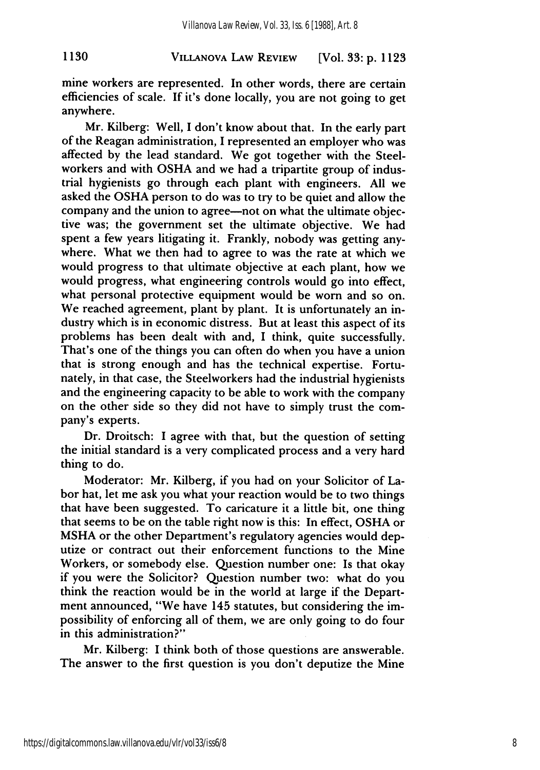mine workers are represented. In other words, there are certain efficiencies of scale. If it's done locally, you are not going to get anywhere.

Mr. Kilberg: Well, I don't know about that. In the early part of the Reagan administration, I represented an employer who was affected by the lead standard. We got together with the Steelworkers and with OSHA and we had a tripartite group of industrial hygienists go through each plant with engineers. All we asked the OSHA person to do was to try to be quiet and allow the company and the union to agree—not on what the ultimate objective was; the government set the ultimate objective. We had spent a few years litigating it. Frankly, nobody was getting anywhere. What we then had to agree to was the rate at which we would progress to that ultimate objective at each plant, how we would progress, what engineering controls would go into effect, what personal protective equipment would be worn and so on. We reached agreement, plant by plant. It is unfortunately an industry which is in economic distress. But at least this aspect of its problems has been dealt with and, I think, quite successfully. That's one of the things you can often do when you have a union that is strong enough and has the technical expertise. Fortunately, in that case, the Steelworkers had the industrial hygienists and the engineering capacity to be able to work with the company on the other side so they did not have to simply trust the company's experts.

Dr. Droitsch: I agree with that, but the question of setting the initial standard is a very complicated process and a very hard thing to do.

Moderator: Mr. Kilberg, if you had on your Solicitor of Labor hat, let me ask you what your reaction would be to two things that have been suggested. To caricature it a little bit, one thing that seems to be on the table right now is this: In effect, OSHA or MSHA or the other Department's regulatory agencies would deputize or contract out their enforcement functions to the Mine Workers, or somebody else. Question number one: Is that okay if you were the Solicitor? Question number two: what do you think the reaction would be in the world at large if the Department announced, "We have 145 statutes, but considering the impossibility of enforcing all of them, we are only going to do four in this administration?"

Mr. Kilberg: I think both of those questions are answerable. The answer to the first question is you don't deputize the Mine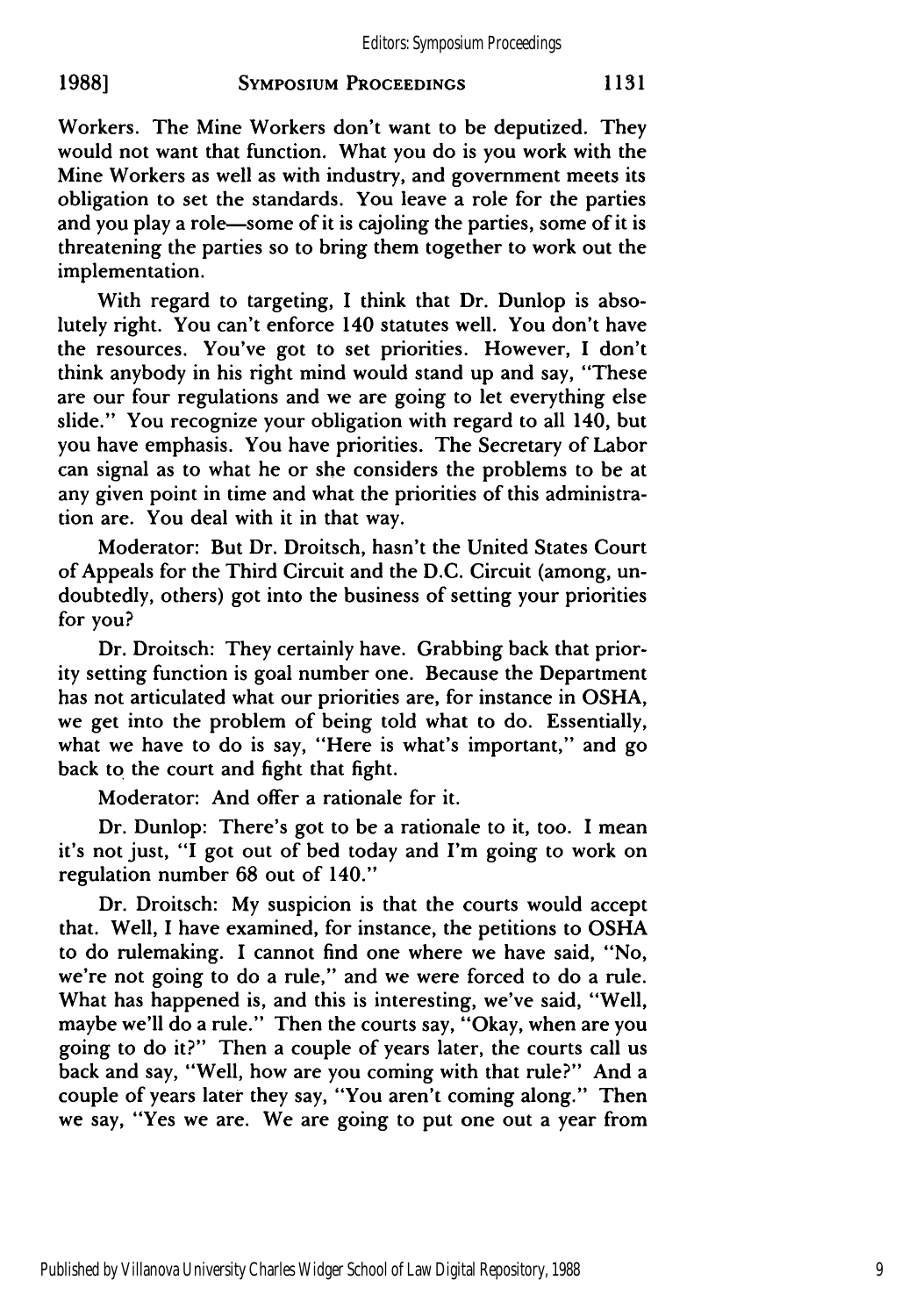Workers. The Mine Workers don't want to be deputized. They would not want that function. What you do is you work with the Mine Workers as well as with industry, and government meets its obligation to set the standards. You leave a role for the parties and you play a role—some of it is cajoling the parties, some of it is threatening the parties so to bring them together to work out the implementation.

With regard to targeting, I think that Dr. Dunlop is absolutely right. You can't enforce 140 statutes well. You don't have the resources. You've got to set priorities. However, I don't think anybody in his right mind would stand up and say, "These are our four regulations and we are going to let everything else slide." You recognize your obligation with regard to all 140, but you have emphasis. You have priorities. The Secretary of Labor can signal as to what he or she considers the problems to be at any given point in time and what the priorities of this administration are. You deal with it in that way.

Moderator: But Dr. Droitsch, hasn't the United States Court of Appeals for the Third Circuit and the D.C. Circuit (among, undoubtedly, others) got into the business of setting your priorities for you?

Dr. Droitsch: They certainly have. Grabbing back that priority setting function is goal number one. Because the Department has not articulated what our priorities are, for instance in OSHA, we get into the problem of being told what to do. Essentially, what we have to do is say, "Here is what's important," and go back to the court and fight that fight.

Moderator: And offer a rationale for it.

Dr. Dunlop: There's got to be a rationale to it, too. I mean it's not just, "I got out of bed today and I'm going to work on regulation number 68 out of 140."

Dr. Droitsch: My suspicion is that the courts would accept that. Well, I have examined, for instance, the petitions to OSHA to do rulemaking. I cannot find one where we have said, "No, we're not going to do a rule," and we were forced to do a rule. What has happened is, and this is interesting, we've said, "Well, maybe we'll do a rule." Then the courts say, "Okay, when are you going to do it?" Then a couple of years later, the courts call us back and say, "Well, how are you coming with that rule?" And a couple of years later they say, "You aren't coming along." Then we say, "Yes we are. We are going to put one out a year from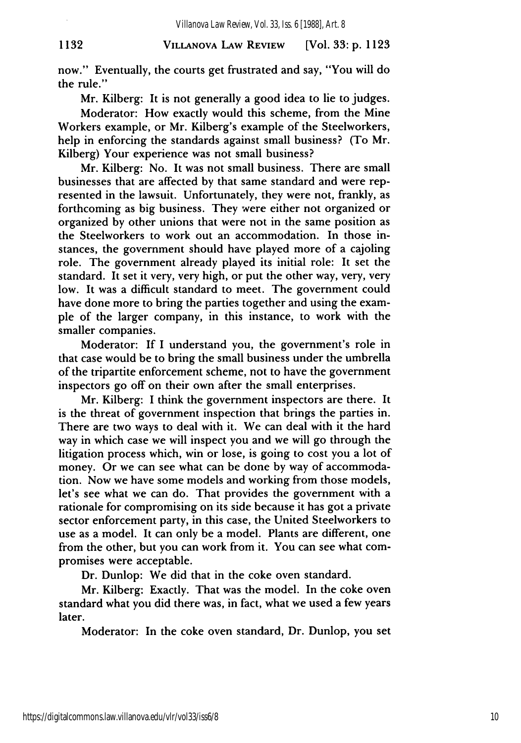now." Eventually, the courts get frustrated and say, "You will do the rule."

Mr. Kilberg: It is not generally a good idea to lie to judges.

Moderator: How exactly would this scheme, from the Mine Workers example, or Mr. Kilberg's example of the Steelworkers, help in enforcing the standards against small business? (To Mr. Kilberg) Your experience was not small business?

Mr. Kilberg: No. It was not small business. There are small businesses that are affected by that same standard and were represented in the lawsuit. Unfortunately, they were not, frankly, as forthcoming as big business. They were either not organized or organized by other unions that were not in the same position as the Steelworkers to work out an accommodation. In those instances, the government should have played more of a cajoling role. The government already played its initial role: It set the standard. It set it very, very high, or put the other way, very, very low. It was a difficult standard to meet. The government could have done more to bring the parties together and using the example of the larger company, in this instance, to work with the smaller companies.

Moderator: If I understand you, the government's role in that case would be to bring the small business under the umbrella of the tripartite enforcement scheme, not to have the government inspectors go off on their own after the small enterprises.

Mr. Kilberg: I think the government inspectors are there. It is the threat of government inspection that brings the parties in. There are two ways to deal with it. We can deal with it the hard way in which case we will inspect you and we will go through the litigation process which, win or lose, is going to cost you a lot of money. Or we can see what can be done by way of accommodation. Now we have some models and working from those models, let's see what we can do. That provides the government with a rationale for compromising on its side because it has got a private sector enforcement party, in this case, the United Steelworkers to use as a model. It can only be a model. Plants are different, one from the other, but you can work from it. You can see what compromises were acceptable.

Dr. Dunlop: We did that in the coke oven standard.

Mr. Kilberg: Exactly. That was the model. In the coke oven standard what you did there was, in fact, what we used a few years later.

Moderator: In the coke oven standard, Dr. Dunlop, you set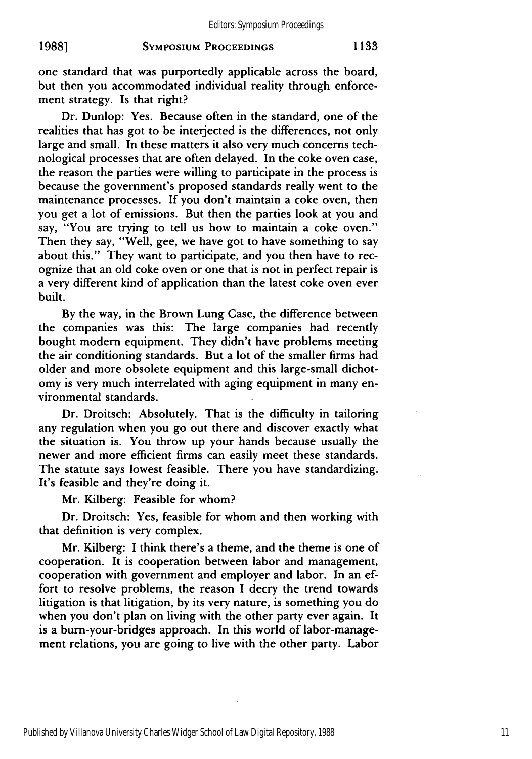one standard that was purportedly applicable across the board, but then you accommodated individual reality through enforcement strategy. Is that right?

Dr. Dunlop: Yes. Because often in the standard, one of the realities that has got to be interjected is the differences, not only large and small. In these matters it also very much concerns technological processes that are often delayed. In the coke oven case, the reason the parties were willing to participate in the process is because the government's proposed standards really went to the maintenance processes. If you don't maintain a coke oven, then you get a lot of emissions. But then the parties look at you and say, "You are trying to tell us how to maintain a coke oven." Then they say, "Well, gee, we have got to have something to say about this." They want to participate, and you then have to recognize that an old coke oven or one that is not in perfect repair is a very different kind of application than the latest coke oven ever built.

By the way, in the Brown Lung Case, the difference between the companies was this: The large companies had recently bought modern equipment. They didn't have problems meeting the air conditioning standards. But a lot of the smaller firms had older and more obsolete equipment and this large-small dichotomy is very much interrelated with aging equipment in many environmental standards.

Dr. Droitsch: Absolutely. That is the difficulty in tailoring any regulation when you go out there and discover exactly what the situation is. You throw up your hands because usually the newer and more efficient firms can easily meet these standards. The statute says lowest feasible. There you have standardizing. It's feasible and they're doing it.

Mr. Kilberg: Feasible for whom?

Dr. Droitsch: Yes, feasible for whom and then working with that definition is very complex.

Mr. Kilberg: I think there's a theme, and the theme is one of cooperation. It is cooperation between labor and management, cooperation with government and employer and labor. In an effort to resolve problems, the reason I decry the trend towards litigation is that litigation, by its very nature, is something you do when you don't plan on living with the other party ever again. It is a burn-your-bridges approach. In this world of labor-management relations, you are going to live with the other party. Labor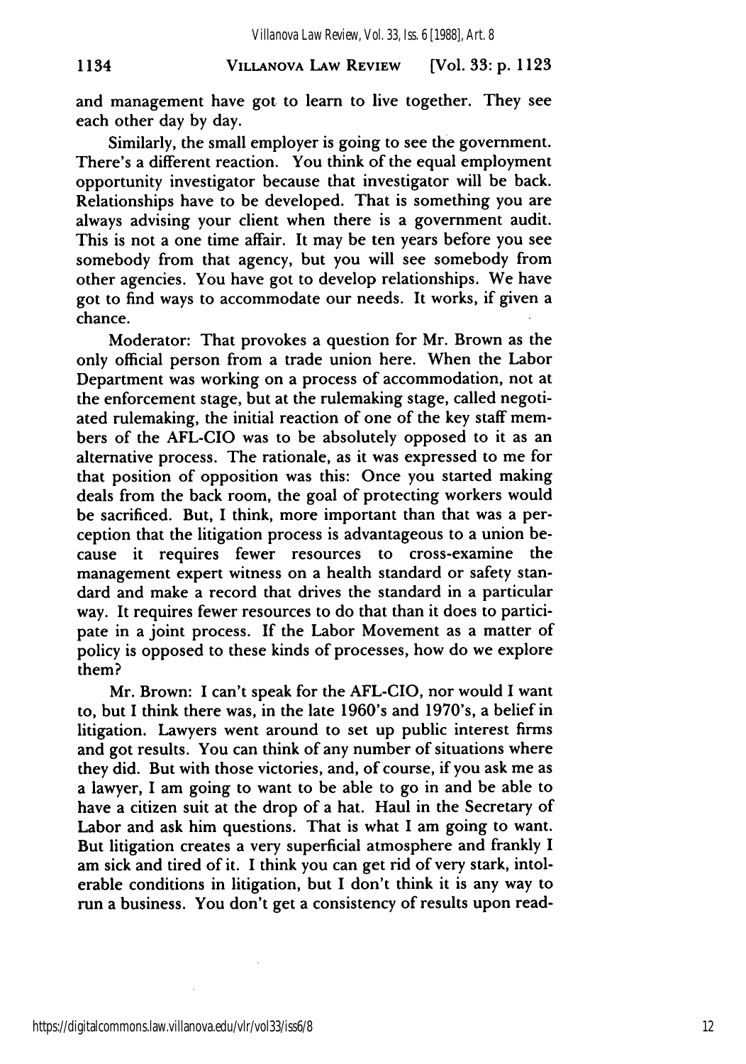and management have got to learn to live together. They see each other day by day.

Similarly, the small employer is going to see the government. There's a different reaction. You think of the equal employment opportunity investigator because that investigator will be back. Relationships have to be developed. That is something you are always advising your client when there is a government audit. This is not a one time affair. It may be ten years before you see somebody from that agency, but you will see somebody from other agencies. You have got to develop relationships. We have got to find ways to accommodate our needs. It works, if given a chance.

Moderator: That provokes a question for Mr. Brown as the only official person from a trade union here. When the Labor Department was working on a process of accommodation, not at the enforcement stage, but at the rulemaking stage, called negotiated rulemaking, the initial reaction of one of the key staff members of the AFL-CIO was to be absolutely opposed to it as an alternative process. The rationale, as it was expressed to me for that position of opposition was this: Once you started making deals from the back room, the goal of protecting workers would be sacrificed. But, I think, more important than that was a perception that the litigation process is advantageous to a union because it requires fewer resources to cross-examine the management expert witness on a health standard or safety standard and make a record that drives the standard in a particular way. It requires fewer resources to do that than it does to participate in a joint process. If the Labor Movement as a matter of policy is opposed to these kinds of processes, how do we explore them?

Mr. Brown: I can't speak for the AFL-CIO, nor would I want to, but I think there was, in the late 1960's and 1970's, a belief in litigation. Lawyers went around to set up public interest firms and got results. You can think of any number of situations where they did. But with those victories, and, of course, if you ask me as a lawyer, I am going to want to be able to go in and be able to have a citizen suit at the drop of a hat. Haul in the Secretary of Labor and ask him questions. That is what I am going to want. But litigation creates a very superficial atmosphere and frankly I am sick and tired of it. I think you can get rid of very stark, intolerable conditions in litigation, but I don't think it is any way to run a business. You don't get a consistency of results upon read-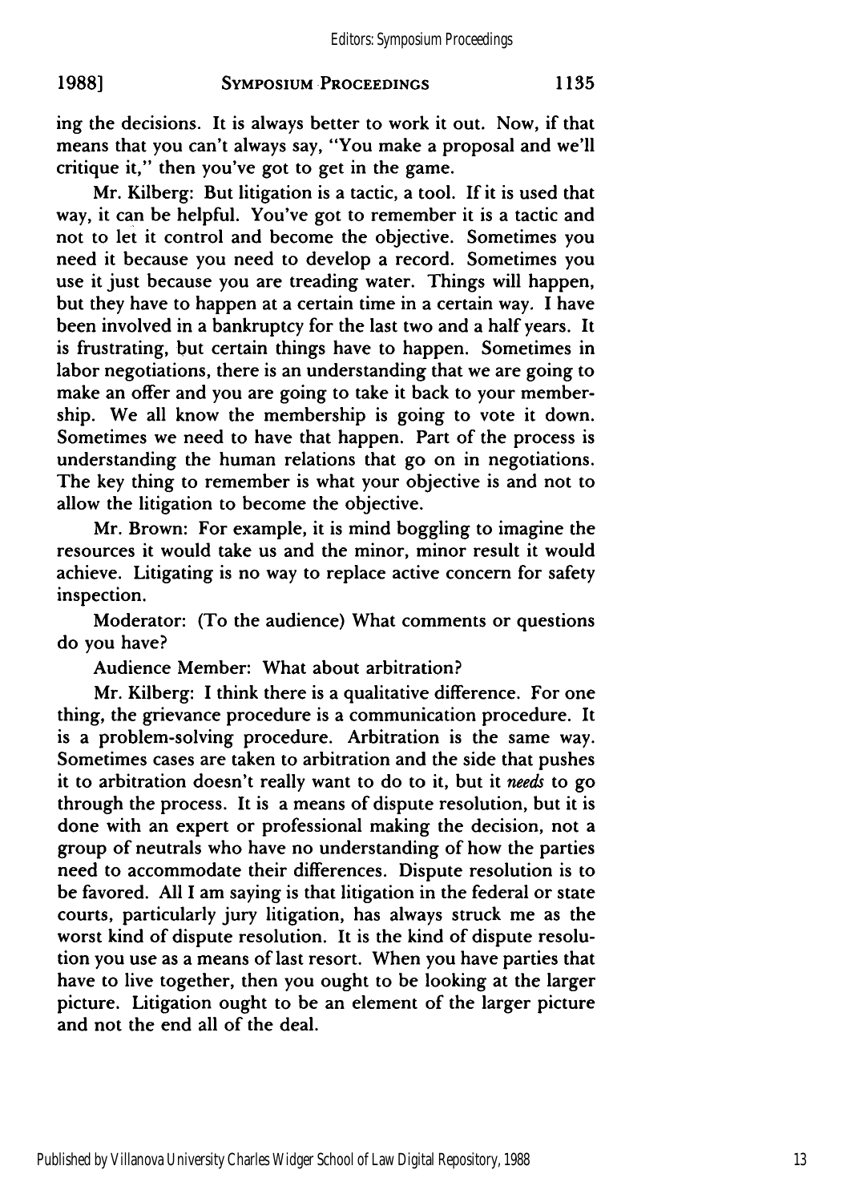ing the decisions. It is always better to work it out. Now, if that means that you can't always say, "You make a proposal and we'll critique it," then you've got to get in the game.

Mr. Kilberg: But litigation is a tactic, a tool. If it is used that way, it can be helpful. You've got to remember it is a tactic and not to let it control and become the objective. Sometimes you need it because you need to develop a record. Sometimes you use it just because you are treading water. Things will happen, but they have to happen at a certain time in a certain way. I have been involved in a bankruptcy for the last two and a half years. It is frustrating, but certain things have to happen. Sometimes in labor negotiations, there is an understanding that we are going to make an offer and you are going to take it back to your membership. We all know the membership is going to vote it down. Sometimes we need to have that happen. Part of the process is understanding the human relations that go on in negotiations. The key thing to remember is what your objective is and not to allow the litigation to become the objective.

Mr. Brown: For example, it is mind boggling to imagine the resources it would take us and the minor, minor result it would achieve. Litigating is no way to replace active concern for safety inspection.

Moderator: (To the audience) What comments or questions do you have?

Audience Member: What about arbitration?

Mr. Kilberg: I think there is a qualitative difference. For one thing, the grievance procedure is a communication procedure. It is a problem-solving procedure. Arbitration is the same way. Sometimes cases are taken to arbitration and the side that pushes it to arbitration doesn't really want to do to it, but it *needs* to go through the process. It is a means of dispute resolution, but it is done with an expert or professional making the decision, not a group of neutrals who have no understanding of how the parties need to accommodate their differences. Dispute resolution is to be favored. All I am saying is that litigation in the federal or state courts, particularly jury litigation, has always struck me as the worst kind of dispute resolution. It is the kind of dispute resolution you use as a means of last resort. When you have parties that have to live together, then you ought to be looking at the larger picture. Litigation ought to be an element of the larger picture and not the end all of the deal.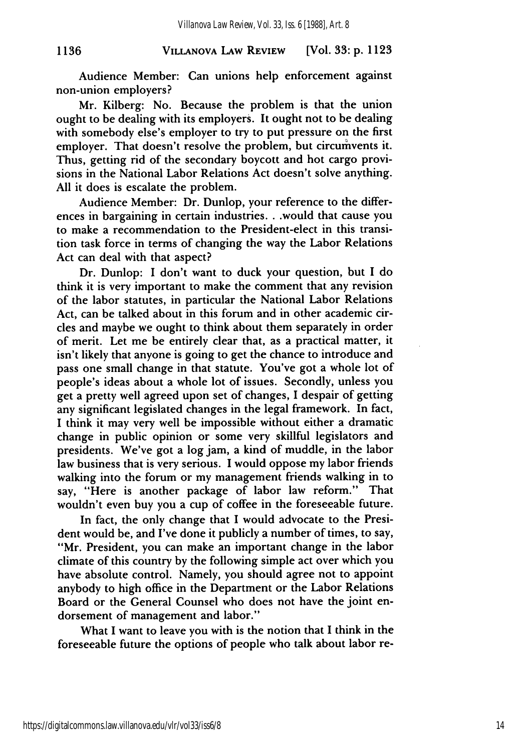Audience Member: Can unions help enforcement against non-union employers?

Mr. Kilberg: No. Because the problem is that the union ought to be dealing with its employers. It ought not to be dealing with somebody else's employer to try to put pressure on the first employer. That doesn't resolve the problem, but circumvents it. Thus, getting rid of the secondary boycott and hot cargo provisions in the National Labor Relations Act doesn't solve anything. All it does is escalate the problem.

Audience Member: Dr. Dunlop, your reference to the differences in bargaining in certain industries. . .would that cause you to make a recommendation to the President-elect in this transition task force in terms of changing the way the Labor Relations Act can deal with that aspect?

Dr. Dunlop: I don't want to duck your question, but I do think it is very important to make the comment that any revision of the labor statutes, in particular the National Labor Relations Act, can be talked about in this forum and in other academic circles and maybe we ought to think about them separately in order of merit. Let me be entirely clear that, as a practical matter, it isn't likely that anyone is going to get the chance to introduce and pass one small change in that statute. You've got a whole lot of people's ideas about a whole lot of issues. Secondly, unless you get a pretty well agreed upon set of changes, I despair of getting any significant legislated changes in the legal framework. In fact, I think it may very well be impossible without either a dramatic change in public opinion or some very skillful legislators and presidents. We've got a log jam, a kind of muddle, in the labor law business that is very serious. I would oppose my labor friends walking into the forum or my management friends walking in to say, "Here is another package of labor law reform." That wouldn't even buy you a cup of coffee in the foreseeable future.

In fact, the only change that I would advocate to the President would be, and I've done it publicly a number of times, to say, "Mr. President, you can make an important change in the labor climate of this country by the following simple act over which you have absolute control. Namely, you should agree not to appoint anybody to high office in the Department or the Labor Relations Board or the General Counsel who does not have the joint endorsement of management and labor."

What I want to leave you with is the notion that I think in the foreseeable future the options of people who talk about labor re-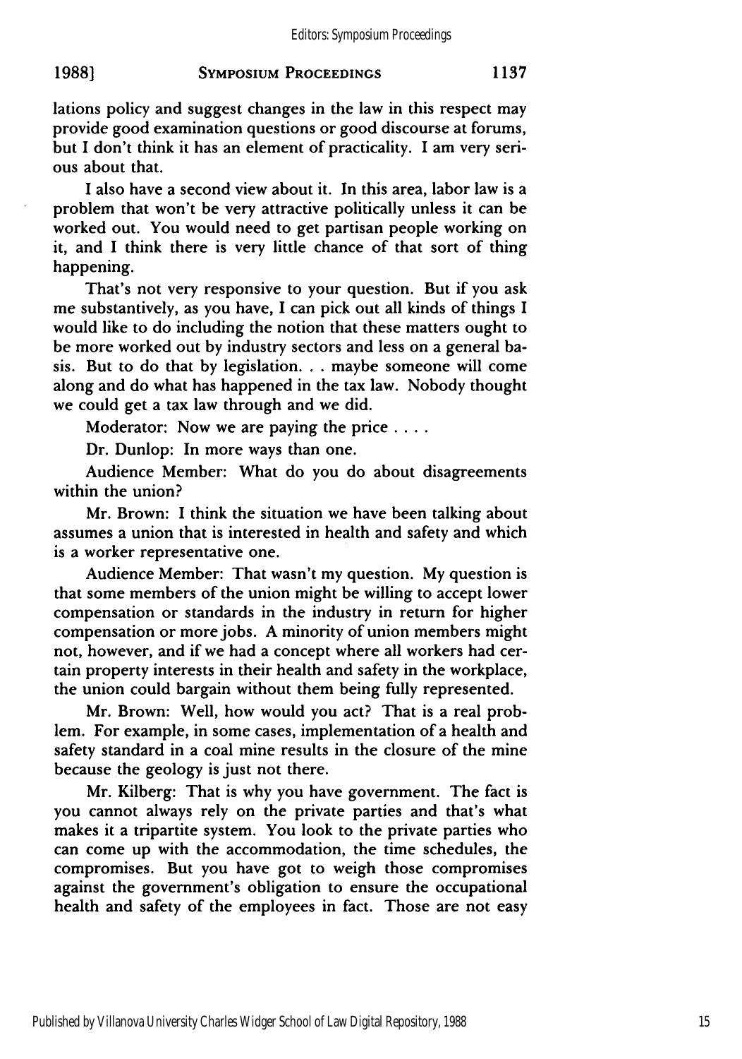lations policy and suggest changes in the law in this respect may provide good examination questions or good discourse at forums, but I don't think it has an element of practicality. I am very serious about that.

I also have a second view about it. In this area, labor law is a problem that won't be very attractive politically unless it can be worked out. You would need to get partisan people working on it, and I think there is very little chance of that sort of thing happening.

That's not very responsive to your question. But if you ask me substantively, as you have, I can pick out all kinds of things I would like to do including the notion that these matters ought to be more worked out by industry sectors and less on a general basis. But to do that by legislation. . . maybe someone will come along and do what has happened in the tax law. Nobody thought we could get a tax law through and we did.

Moderator: Now we are paying the price . . . .

Dr. Dunlop: In more ways than one.

Audience Member: What do you do about disagreements within the union?

Mr. Brown: I think the situation we have been talking about assumes a union that is interested in health and safety and which is a worker representative one.

Audience Member: That wasn't my question. My question is that some members of the union might be willing to accept lower compensation or standards in the industry in return for higher compensation or more jobs. A minority of union members might not, however, and if we had a concept where all workers had certain property interests in their health and safety in the workplace, the union could bargain without them being fully represented.

Mr. Brown: Well, how would you act? That is a real problem. For example, in some cases, implementation of a health and safety standard in a coal mine results in the closure of the mine because the geology is just not there.

Mr. Kilberg: That is why you have government. The fact is you cannot always rely on the private parties and that's what makes it a tripartite system. You look to the private parties who can come up with the accommodation, the time schedules, the compromises. But you have got to weigh those compromises against the government's obligation to ensure the occupational health and safety of the employees in fact. Those are not easy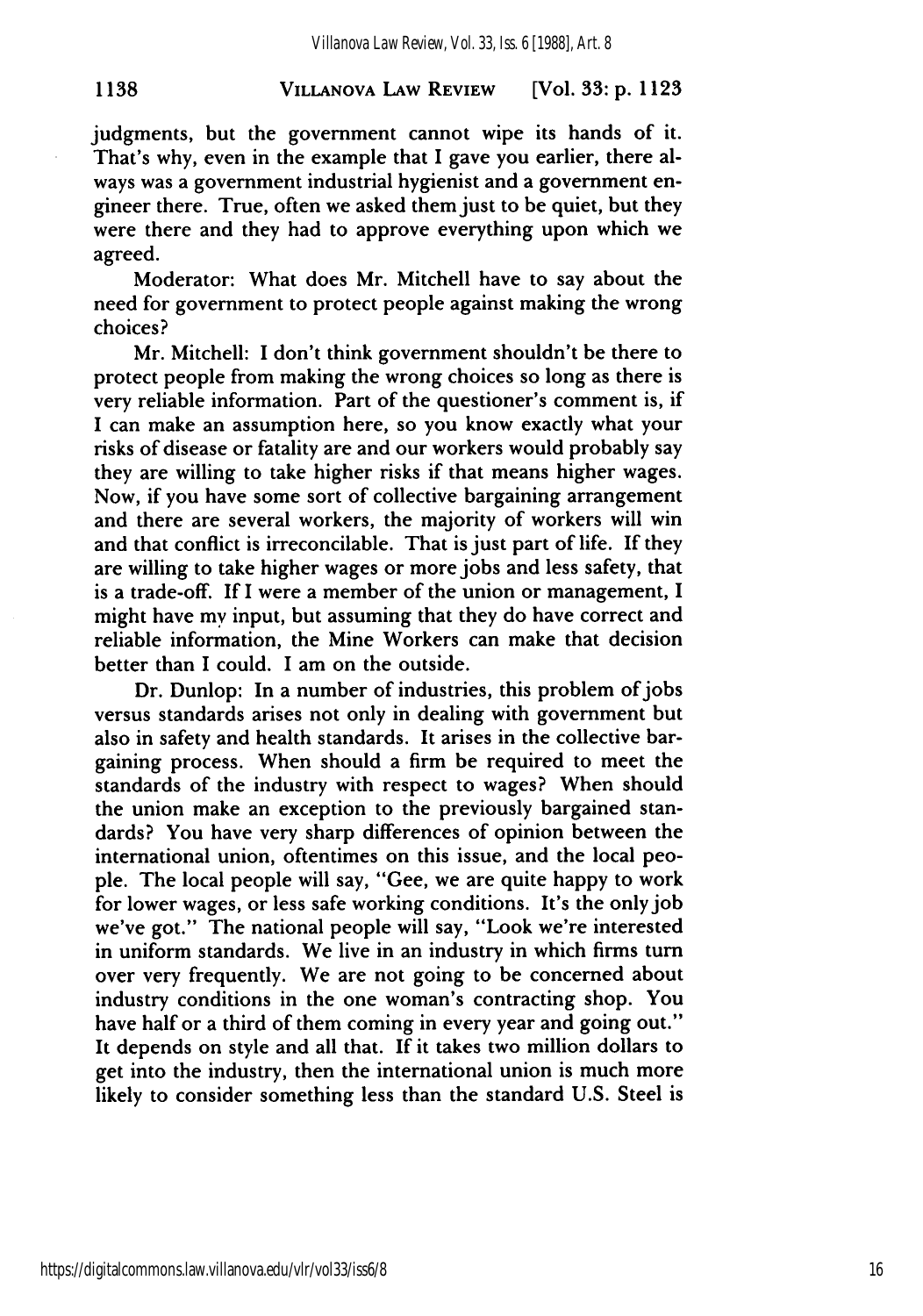judgments, but the government cannot wipe its hands of it. That's why, even in the example that I gave you earlier, there always was a government industrial hygienist and a government engineer there. True, often we asked them just to be quiet, but they were there and they had to approve everything upon which we agreed.

Moderator: What does Mr. Mitchell have to say about the need for government to protect people against making the wrong choices?

Mr. Mitchell: I don't think government shouldn't be there to protect people from making the wrong choices so long as there is very reliable information. Part of the questioner's comment is, if I can make an assumption here, so you know exactly what your risks of disease or fatality are and our workers would probably say they are willing to take higher risks if that means higher wages. Now, if you have some sort of collective bargaining arrangement and there are several workers, the majority of workers will win and that conflict is irreconcilable. That is just part of life. If they are willing to take higher wages or more jobs and less safety, that is a trade-off. If I were a member of the union or management, I might have my input, but assuming that they do have correct and reliable information, the Mine Workers can make that decision better than I could. I am on the outside.

Dr. Dunlop: In a number of industries, this problem of jobs versus standards arises not only in dealing with government but also in safety and health standards. It arises in the collective bargaining process. When should a firm be required to meet the standards of the industry with respect to wages? When should the union make an exception to the previously bargained standards? You have very sharp differences of opinion between the international union, oftentimes on this issue, and the local people. The local people will say, "Gee, we are quite happy to work for lower wages, or less safe working conditions. It's the only job we've got." The national people will say, "Look we're interested in uniform standards. We live in an industry in which firms turn over very frequently. We are not going to be concerned about industry conditions in the one woman's contracting shop. You have half or a third of them coming in every year and going out." It depends on style and all that. If it takes two million dollars to get into the industry, then the international union is much more likely to consider something less than the standard U.S. Steel is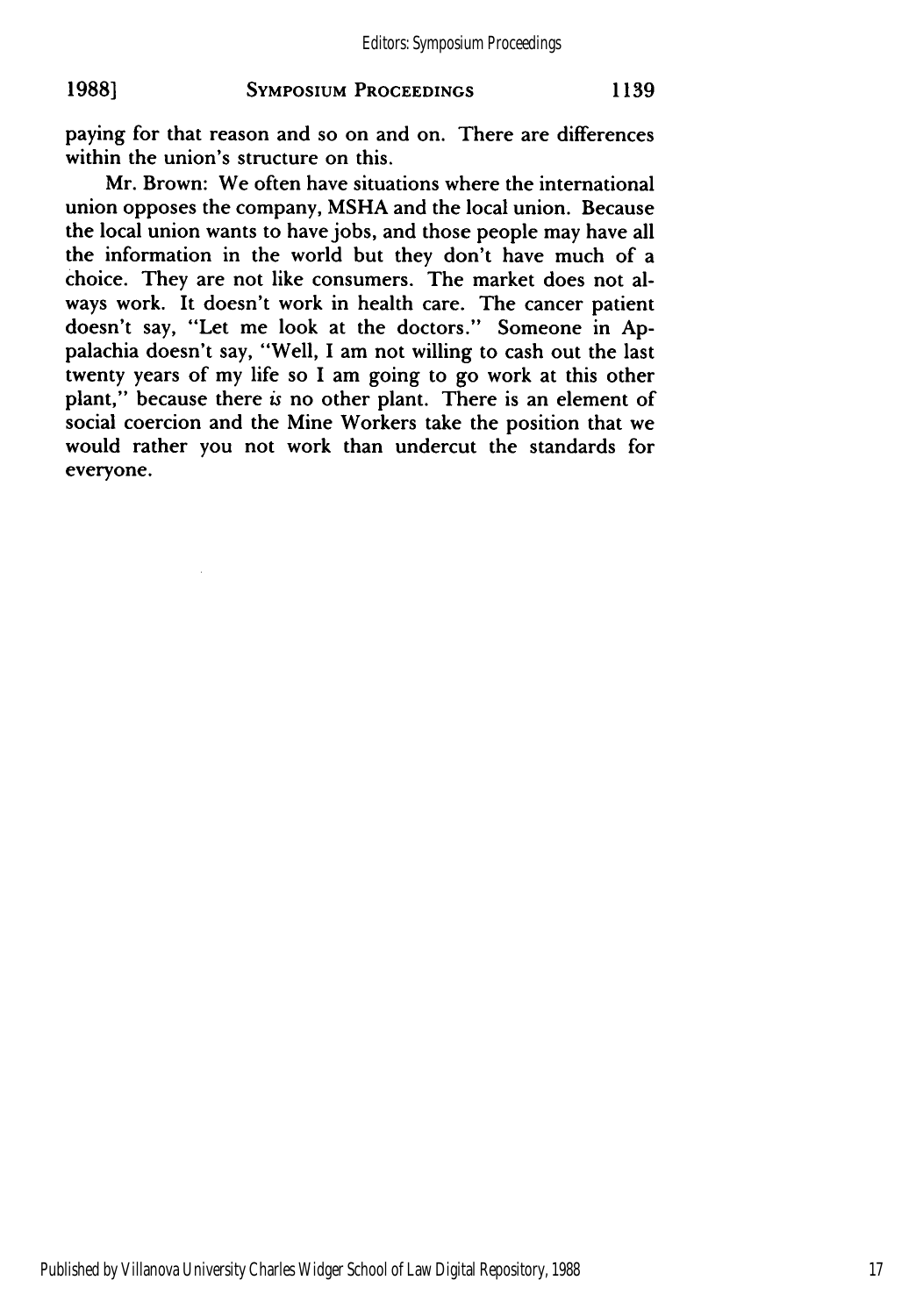paying for that reason and so on and on. There are differences within the union's structure on this.

Mr. Brown: We often have situations where the international union opposes the company, MSHA and the local union. Because the local union wants to have jobs, and those people may have all the information in the world but they don't have much of a choice. They are not like consumers. The market does not always work. It doesn't work in health care. The cancer patient doesn't say, "Let me look at the doctors." Someone in Appalachia doesn't say, "Well, I am not willing to cash out the last twenty years of my life so I am going to go work at this other plant," because there *is* no other plant. There is an element of social coercion and the Mine Workers take the position that we would rather you not work than undercut the standards for everyone.